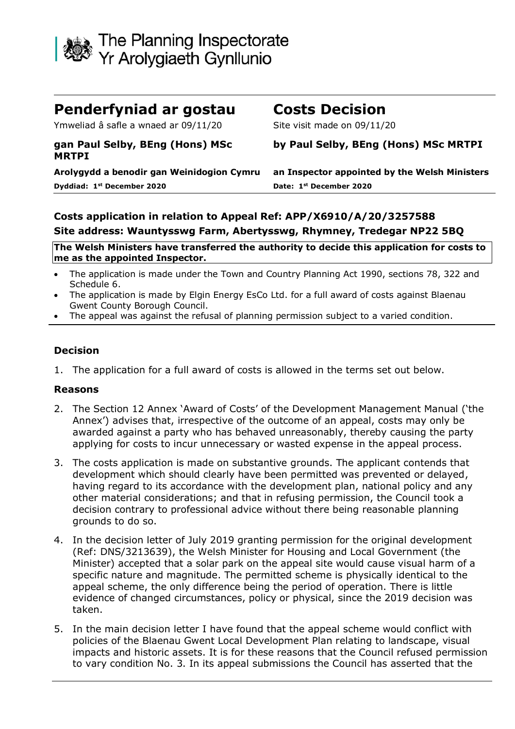The Planning Inspectorate
Yr Arolygiaeth Gynllunio

| **Penderfyniad ar gostau** | **Costs Decision** |
| --- | --- |
| Ymweliad â safle a wnaed ar 09/11/20 | Site visit made on 09/11/20 |
| **gan Paul Selby, BEng (Hons) MSc MRTPI** | **by Paul Selby, BEng (Hons) MSc MRTPI** |
| **Arolygydd a benodir gan Weinidogion Cymru** | **an Inspector appointed by the Welsh Ministers** |
| **Dyddiad: 1st December 2020** | **Date: 1st December 2020** |

**Costs application in relation to Appeal Ref: APP/X6910/A/20/3257588**
**Site address: Wauntysswg Farm, Abertysswg, Rhymney, Tredegar NP22 5BQ**

**The Welsh Ministers have transferred the authority to decide this application for costs to me as the appointed Inspector.**

- The application is made under the Town and Country Planning Act 1990, sections 78, 322 and Schedule 6.
- The application is made by Elgin Energy EsCo Ltd. for a full award of costs against Blaenau Gwent County Borough Council.
- The appeal was against the refusal of planning permission subject to a varied condition.

### Decision

1. The application for a full award of costs is allowed in the terms set out below.

### Reasons

2. The Section 12 Annex 'Award of Costs' of the Development Management Manual ('the Annex') advises that, irrespective of the outcome of an appeal, costs may only be awarded against a party who has behaved unreasonably, thereby causing the party applying for costs to incur unnecessary or wasted expense in the appeal process.

3. The costs application is made on substantive grounds. The applicant contends that development which should clearly have been permitted was prevented or delayed, having regard to its accordance with the development plan, national policy and any other material considerations; and that in refusing permission, the Council took a decision contrary to professional advice without there being reasonable planning grounds to do so.

4. In the decision letter of July 2019 granting permission for the original development (Ref: DNS/3213639), the Welsh Minister for Housing and Local Government (the Minister) accepted that a solar park on the appeal site would cause visual harm of a specific nature and magnitude. The permitted scheme is physically identical to the appeal scheme, the only difference being the period of operation. There is little evidence of changed circumstances, policy or physical, since the 2019 decision was taken.

5. In the main decision letter I have found that the appeal scheme would conflict with policies of the Blaenau Gwent Local Development Plan relating to landscape, visual impacts and historic assets. It is for these reasons that the Council refused permission to vary condition No. 3. In its appeal submissions the Council has asserted that the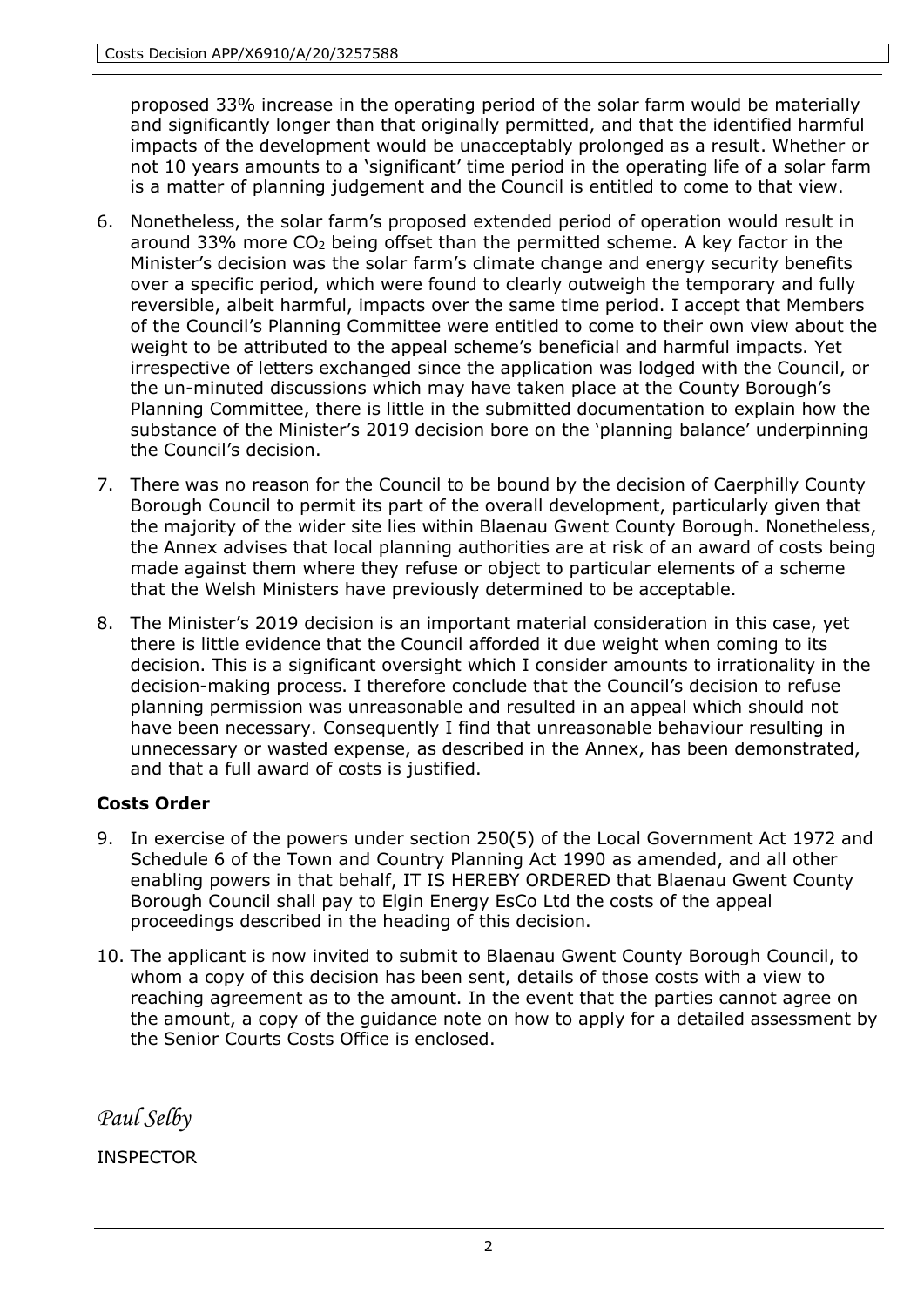proposed 33% increase in the operating period of the solar farm would be materially and significantly longer than that originally permitted, and that the identified harmful impacts of the development would be unacceptably prolonged as a result. Whether or not 10 years amounts to a 'significant' time period in the operating life of a solar farm is a matter of planning judgement and the Council is entitled to come to that view.

6. Nonetheless, the solar farm's proposed extended period of operation would result in around 33% more $CO_2$ being offset than the permitted scheme. A key factor in the Minister's decision was the solar farm's climate change and energy security benefits over a specific period, which were found to clearly outweigh the temporary and fully reversible, albeit harmful, impacts over the same time period. I accept that Members of the Council's Planning Committee were entitled to come to their own view about the weight to be attributed to the appeal scheme's beneficial and harmful impacts. Yet irrespective of letters exchanged since the application was lodged with the Council, or the un-minuted discussions which may have taken place at the County Borough's Planning Committee, there is little in the submitted documentation to explain how the substance of the Minister's 2019 decision bore on the 'planning balance' underpinning the Council's decision.

7. There was no reason for the Council to be bound by the decision of Caerphilly County Borough Council to permit its part of the overall development, particularly given that the majority of the wider site lies within Blaenau Gwent County Borough. Nonetheless, the Annex advises that local planning authorities are at risk of an award of costs being made against them where they refuse or object to particular elements of a scheme that the Welsh Ministers have previously determined to be acceptable.

8. The Minister's 2019 decision is an important material consideration in this case, yet there is little evidence that the Council afforded it due weight when coming to its decision. This is a significant oversight which I consider amounts to irrationality in the decision-making process. I therefore conclude that the Council's decision to refuse planning permission was unreasonable and resulted in an appeal which should not have been necessary. Consequently I find that unreasonable behaviour resulting in unnecessary or wasted expense, as described in the Annex, has been demonstrated, and that a full award of costs is justified.

### Costs Order

9. In exercise of the powers under section 250(5) of the Local Government Act 1972 and Schedule 6 of the Town and Country Planning Act 1990 as amended, and all other enabling powers in that behalf, IT IS HEREBY ORDERED that Blaenau Gwent County Borough Council shall pay to Elgin Energy EsCo Ltd the costs of the appeal proceedings described in the heading of this decision.

10. The applicant is now invited to submit to Blaenau Gwent County Borough Council, to whom a copy of this decision has been sent, details of those costs with a view to reaching agreement as to the amount. In the event that the parties cannot agree on the amount, a copy of the guidance note on how to apply for a detailed assessment by the Senior Courts Costs Office is enclosed.

*Paul Selby*

INSPECTOR